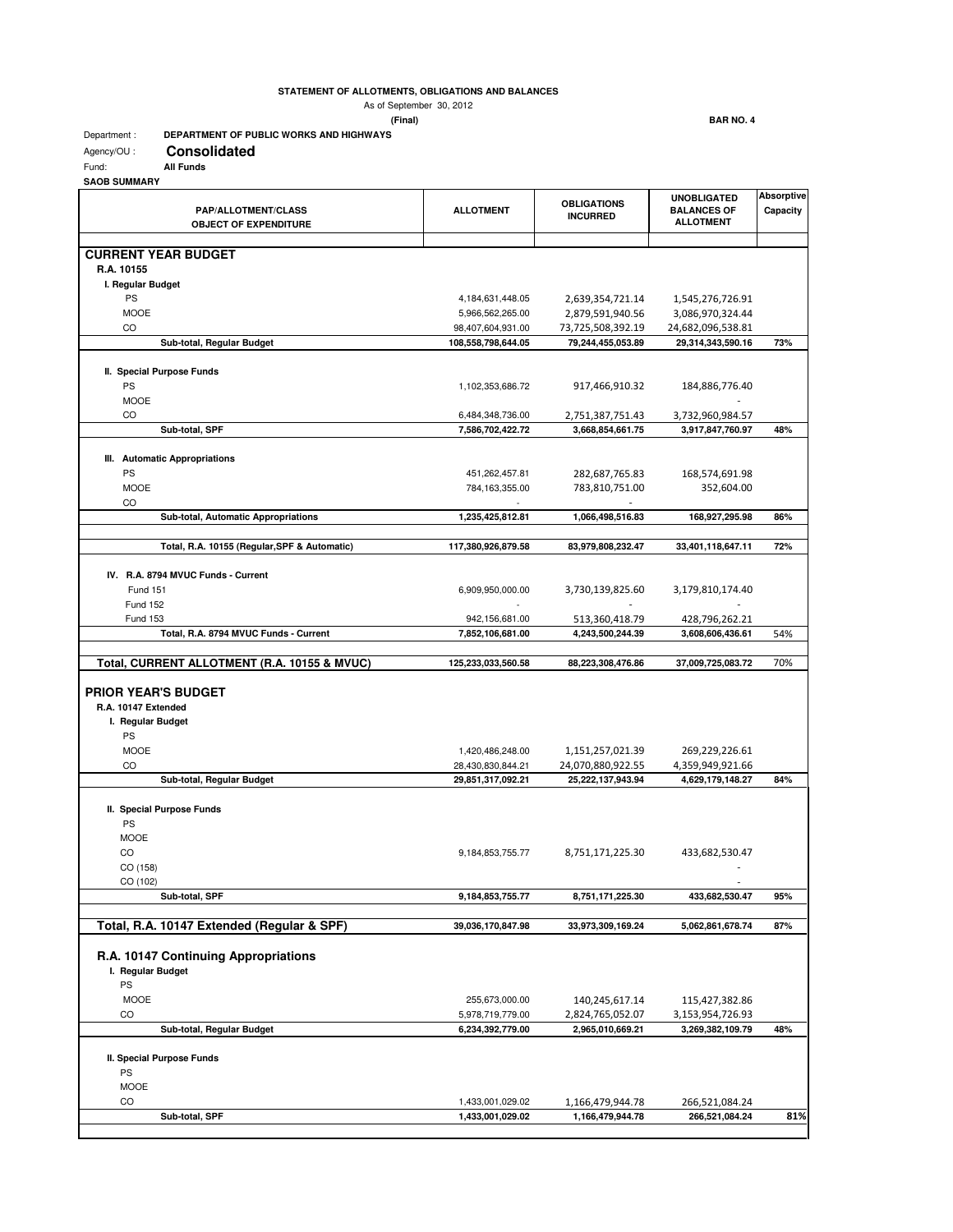**STATEMENT OF ALLOTMENTS, OBLIGATIONS AND BALANCES**

As of September 30, 2012

**(Final)**

**BAR NO. 4**

Department : **DEPARTMENT OF PUBLIC WORKS AND HIGHWAYS**

Agency/OU : **Consolidated**

Fund: **All Funds**

**SAOB SUMMARY**

| PAP/ALLOTMENT/CLASS OBJECT OF EXPENDITURE | ALLOTMENT | OBLIGATIONS INCURRED | UNOBLIGATED BALANCES OF ALLOTMENT | Absorptive Capacity |
|---|---|---|---|---|
| **CURRENT YEAR BUDGET** | | | | |
| **R.A. 10155** | | | | |
| **I. Regular Budget** | | | | |
| PS | 4,184,631,448.05 | 2,639,354,721.14 | 1,545,276,726.91 | |
| MOOE | 5,966,562,265.00 | 2,879,591,940.56 | 3,086,970,324.44 | |
| CO | 98,407,604,931.00 | 73,725,508,392.19 | 24,682,096,538.81 | |
| **Sub-total, Regular Budget** | **108,558,798,644.05** | **79,244,455,053.89** | **29,314,343,590.16** | **73%** |
| **II. Special Purpose Funds** | | | | |
| PS | 1,102,353,686.72 | 917,466,910.32 | 184,886,776.40 | |
| MOOE | | | - | |
| CO | 6,484,348,736.00 | 2,751,387,751.43 | 3,732,960,984.57 | |
| **Sub-total, SPF** | **7,586,702,422.72** | **3,668,854,661.75** | **3,917,847,760.97** | **48%** |
| **III. Automatic Appropriations** | | | | |
| PS | 451,262,457.81 | 282,687,765.83 | 168,574,691.98 | |
| MOOE | 784,163,355.00 | 783,810,751.00 | 352,604.00 | |
| CO | - | - | | |
| **Sub-total, Automatic Appropriations** | **1,235,425,812.81** | **1,066,498,516.83** | **168,927,295.98** | **86%** |
| **Total, R.A. 10155 (Regular,SPF & Automatic)** | **117,380,926,879.58** | **83,979,808,232.47** | **33,401,118,647.11** | **72%** |
| **IV. R.A. 8794 MVUC Funds - Current** | | | | |
| Fund 151 | 6,909,950,000.00 | 3,730,139,825.60 | 3,179,810,174.40 | |
| Fund 152 | - | - | - | |
| Fund 153 | 942,156,681.00 | 513,360,418.79 | 428,796,262.21 | |
| **Total, R.A. 8794 MVUC Funds - Current** | **7,852,106,681.00** | **4,243,500,244.39** | **3,608,606,436.61** | 54% |
| **Total, CURRENT ALLOTMENT (R.A. 10155 & MVUC)** | **125,233,033,560.58** | **88,223,308,476.86** | **37,009,725,083.72** | 70% |
| **PRIOR YEAR'S BUDGET** | | | | |
| **R.A. 10147 Extended** | | | | |
| **I. Regular Budget** | | | | |
| PS | | | | |
| MOOE | 1,420,486,248.00 | 1,151,257,021.39 | 269,229,226.61 | |
| CO | 28,430,830,844.21 | 24,070,880,922.55 | 4,359,949,921.66 | |
| **Sub-total, Regular Budget** | **29,851,317,092.21** | **25,222,137,943.94** | **4,629,179,148.27** | **84%** |
| **II. Special Purpose Funds** | | | | |
| PS | | | | |
| MOOE | | | | |
| CO | 9,184,853,755.77 | 8,751,171,225.30 | 433,682,530.47 | |
| CO (158) | | | - | |
| CO (102) | | | - | |
| **Sub-total, SPF** | **9,184,853,755.77** | **8,751,171,225.30** | **433,682,530.47** | **95%** |
| **Total, R.A. 10147 Extended (Regular & SPF)** | **39,036,170,847.98** | **33,973,309,169.24** | **5,062,861,678.74** | **87%** |
| **R.A. 10147 Continuing Appropriations** | | | | |
| **I. Regular Budget** | | | | |
| PS | | | | |
| MOOE | 255,673,000.00 | 140,245,617.14 | 115,427,382.86 | |
| CO | 5,978,719,779.00 | 2,824,765,052.07 | 3,153,954,726.93 | |
| **Sub-total, Regular Budget** | **6,234,392,779.00** | **2,965,010,669.21** | **3,269,382,109.79** | **48%** |
| **II. Special Purpose Funds** | | | | |
| PS | | | | |
| MOOE | | | | |
| CO | 1,433,001,029.02 | 1,166,479,944.78 | 266,521,084.24 | |
| **Sub-total, SPF** | **1,433,001,029.02** | **1,166,479,944.78** | **266,521,084.24** | **81%** |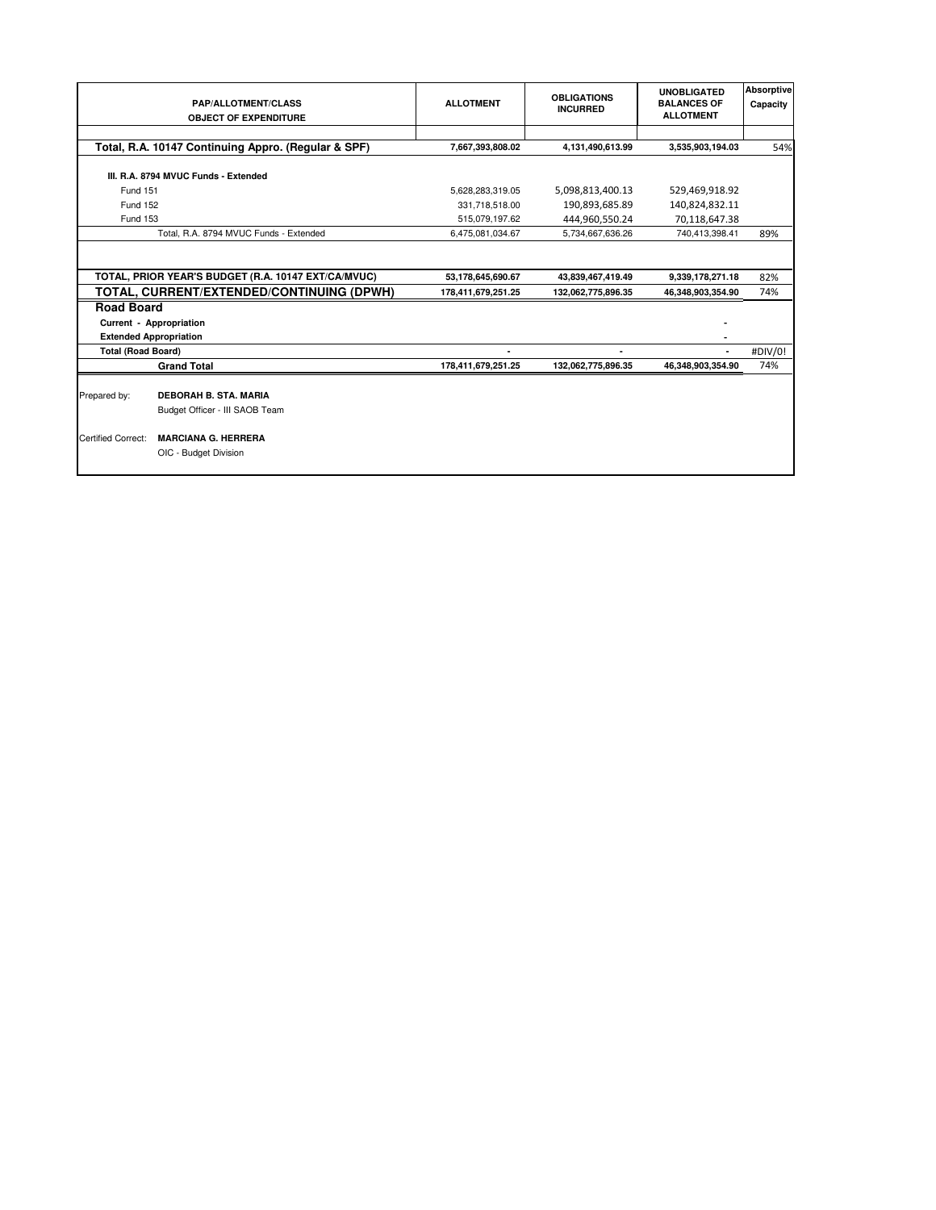| PAP/ALLOTMENT/CLASS OBJECT OF EXPENDITURE | ALLOTMENT | OBLIGATIONS INCURRED | UNOBLIGATED BALANCES OF ALLOTMENT | Absorptive Capacity |
|---|---|---|---|---|
| **Total, R.A. 10147 Continuing Appro. (Regular & SPF)** | **7,667,393,808.02** | **4,131,490,613.99** | **3,535,903,194.03** | 54% |
| **III. R.A. 8794 MVUC Funds - Extended** | | | | |
| Fund 151 | 5,628,283,319.05 | 5,098,813,400.13 | 529,469,918.92 | |
| Fund 152 | 331,718,518.00 | 190,893,685.89 | 140,824,832.11 | |
| Fund 153 | 515,079,197.62 | 444,960,550.24 | 70,118,647.38 | |
| Total, R.A. 8794 MVUC Funds - Extended | 6,475,081,034.67 | 5,734,667,636.26 | 740,413,398.41 | 89% |
| **TOTAL, PRIOR YEAR'S BUDGET (R.A. 10147 EXT/CA/MVUC)** | **53,178,645,690.67** | **43,839,467,419.49** | **9,339,178,271.18** | 82% |
| **TOTAL, CURRENT/EXTENDED/CONTINUING (DPWH)** | **178,411,679,251.25** | **132,062,775,896.35** | **46,348,903,354.90** | 74% |
| **Road Board** | | | | |
| **Current - Appropriation** | | | - | |
| **Extended Appropriation** | | | - | |
| **Total (Road Board)** | - | - | - | #DIV/0! |
| **Grand Total** | **178,411,679,251.25** | **132,062,775,896.35** | **46,348,903,354.90** | 74% |

Prepared by: **DEBORAH B. STA. MARIA**
Budget Officer - III SAOB Team

Certified Correct: **MARCIANA G. HERRERA**
OIC - Budget Division